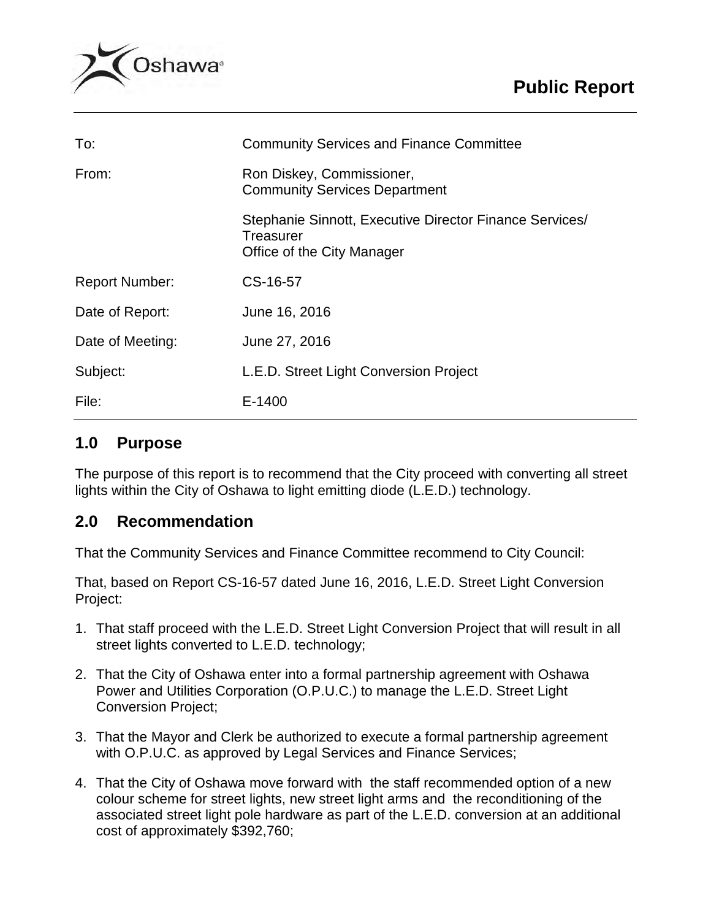Oshawa

# Public Report

| | |
|---|---|
| To: | Community Services and Finance Committee |
| From: | Ron Diskey, Commissioner, Community Services Department<br><br>Stephanie Sinnott, Executive Director Finance Services/ Treasurer Office of the City Manager |
| Report Number: | CS-16-57 |
| Date of Report: | June 16, 2016 |
| Date of Meeting: | June 27, 2016 |
| Subject: | L.E.D. Street Light Conversion Project |
| File: | E-1400 |

## 1.0 Purpose

The purpose of this report is to recommend that the City proceed with converting all street lights within the City of Oshawa to light emitting diode (L.E.D.) technology.

## 2.0 Recommendation

That the Community Services and Finance Committee recommend to City Council:

That, based on Report CS-16-57 dated June 16, 2016, L.E.D. Street Light Conversion Project:

1. That staff proceed with the L.E.D. Street Light Conversion Project that will result in all street lights converted to L.E.D. technology;
2. That the City of Oshawa enter into a formal partnership agreement with Oshawa Power and Utilities Corporation (O.P.U.C.) to manage the L.E.D. Street Light Conversion Project;
3. That the Mayor and Clerk be authorized to execute a formal partnership agreement with O.P.U.C. as approved by Legal Services and Finance Services;
4. That the City of Oshawa move forward with the staff recommended option of a new colour scheme for street lights, new street light arms and the reconditioning of the associated street light pole hardware as part of the L.E.D. conversion at an additional cost of approximately $392,760;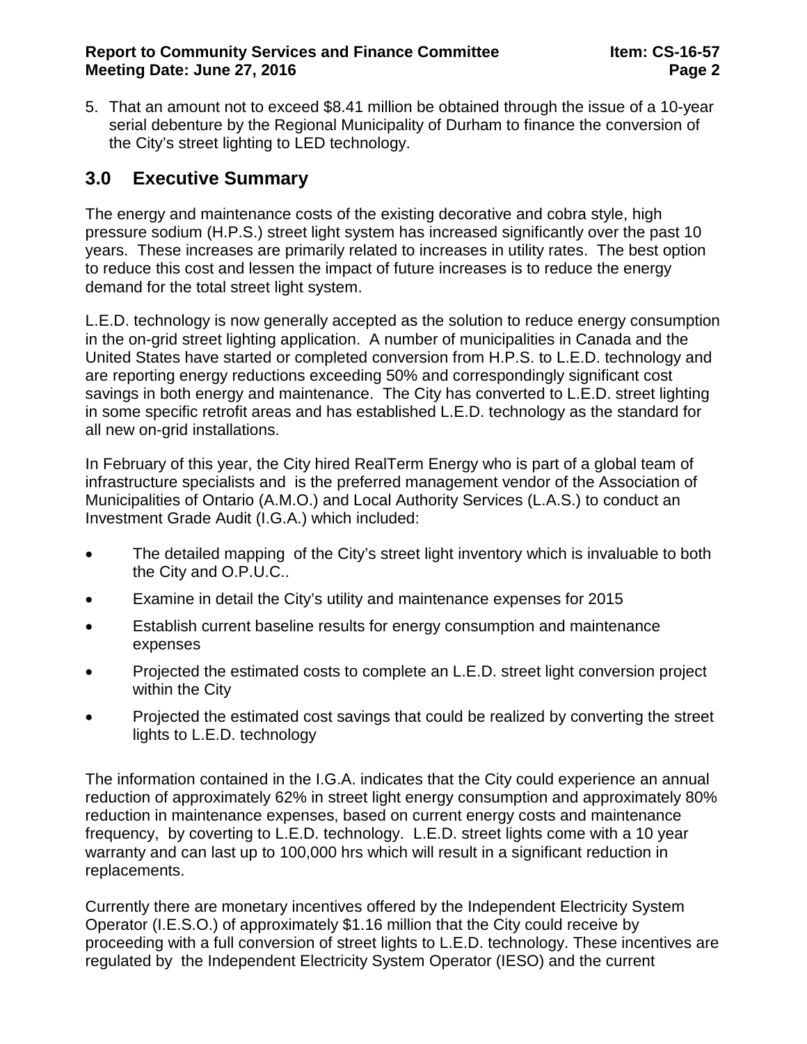5. That an amount not to exceed $8.41 million be obtained through the issue of a 10-year serial debenture by the Regional Municipality of Durham to finance the conversion of the City's street lighting to LED technology.

## 3.0 Executive Summary

The energy and maintenance costs of the existing decorative and cobra style, high pressure sodium (H.P.S.) street light system has increased significantly over the past 10 years. These increases are primarily related to increases in utility rates. The best option to reduce this cost and lessen the impact of future increases is to reduce the energy demand for the total street light system.

L.E.D. technology is now generally accepted as the solution to reduce energy consumption in the on-grid street lighting application. A number of municipalities in Canada and the United States have started or completed conversion from H.P.S. to L.E.D. technology and are reporting energy reductions exceeding 50% and correspondingly significant cost savings in both energy and maintenance. The City has converted to L.E.D. street lighting in some specific retrofit areas and has established L.E.D. technology as the standard for all new on-grid installations.

In February of this year, the City hired RealTerm Energy who is part of a global team of infrastructure specialists and is the preferred management vendor of the Association of Municipalities of Ontario (A.M.O.) and Local Authority Services (L.A.S.) to conduct an Investment Grade Audit (I.G.A.) which included:

- The detailed mapping of the City's street light inventory which is invaluable to both the City and O.P.U.C..
- Examine in detail the City's utility and maintenance expenses for 2015
- Establish current baseline results for energy consumption and maintenance expenses
- Projected the estimated costs to complete an L.E.D. street light conversion project within the City
- Projected the estimated cost savings that could be realized by converting the street lights to L.E.D. technology

The information contained in the I.G.A. indicates that the City could experience an annual reduction of approximately 62% in street light energy consumption and approximately 80% reduction in maintenance expenses, based on current energy costs and maintenance frequency, by coverting to L.E.D. technology. L.E.D. street lights come with a 10 year warranty and can last up to 100,000 hrs which will result in a significant reduction in replacements.

Currently there are monetary incentives offered by the Independent Electricity System Operator (I.E.S.O.) of approximately $1.16 million that the City could receive by proceeding with a full conversion of street lights to L.E.D. technology. These incentives are regulated by the Independent Electricity System Operator (IESO) and the current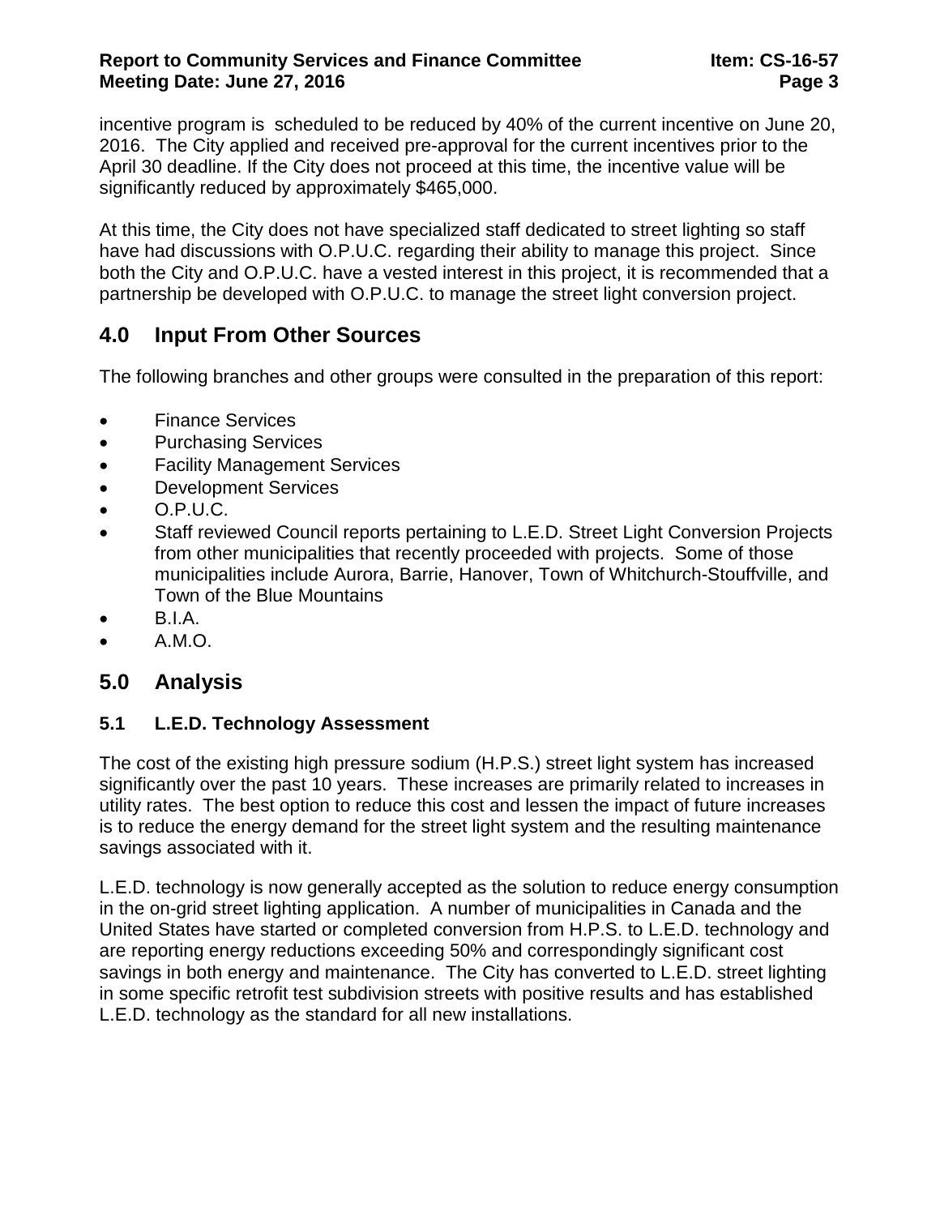incentive program is scheduled to be reduced by 40% of the current incentive on June 20, 2016. The City applied and received pre-approval for the current incentives prior to the April 30 deadline. If the City does not proceed at this time, the incentive value will be significantly reduced by approximately $465,000.

At this time, the City does not have specialized staff dedicated to street lighting so staff have had discussions with O.P.U.C. regarding their ability to manage this project. Since both the City and O.P.U.C. have a vested interest in this project, it is recommended that a partnership be developed with O.P.U.C. to manage the street light conversion project.

## 4.0 Input From Other Sources

The following branches and other groups were consulted in the preparation of this report:

- Finance Services
- Purchasing Services
- Facility Management Services
- Development Services
- O.P.U.C.
- Staff reviewed Council reports pertaining to L.E.D. Street Light Conversion Projects from other municipalities that recently proceeded with projects. Some of those municipalities include Aurora, Barrie, Hanover, Town of Whitchurch-Stouffville, and Town of the Blue Mountains
- B.I.A.
- A.M.O.

## 5.0 Analysis

### 5.1 L.E.D. Technology Assessment

The cost of the existing high pressure sodium (H.P.S.) street light system has increased significantly over the past 10 years. These increases are primarily related to increases in utility rates. The best option to reduce this cost and lessen the impact of future increases is to reduce the energy demand for the street light system and the resulting maintenance savings associated with it.

L.E.D. technology is now generally accepted as the solution to reduce energy consumption in the on-grid street lighting application. A number of municipalities in Canada and the United States have started or completed conversion from H.P.S. to L.E.D. technology and are reporting energy reductions exceeding 50% and correspondingly significant cost savings in both energy and maintenance. The City has converted to L.E.D. street lighting in some specific retrofit test subdivision streets with positive results and has established L.E.D. technology as the standard for all new installations.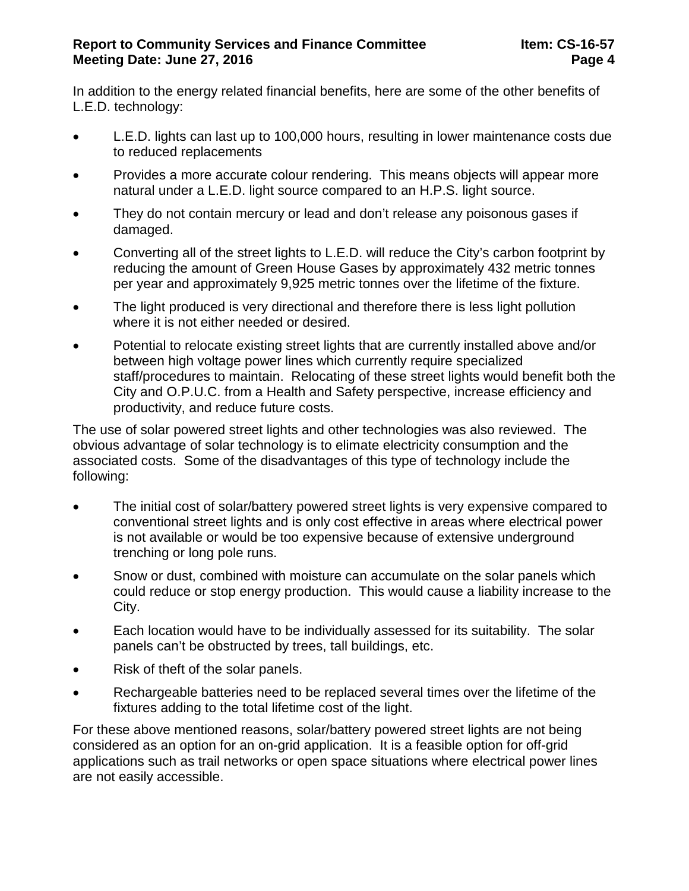In addition to the energy related financial benefits, here are some of the other benefits of L.E.D. technology:

- L.E.D. lights can last up to 100,000 hours, resulting in lower maintenance costs due to reduced replacements
- Provides a more accurate colour rendering. This means objects will appear more natural under a L.E.D. light source compared to an H.P.S. light source.
- They do not contain mercury or lead and don't release any poisonous gases if damaged.
- Converting all of the street lights to L.E.D. will reduce the City's carbon footprint by reducing the amount of Green House Gases by approximately 432 metric tonnes per year and approximately 9,925 metric tonnes over the lifetime of the fixture.
- The light produced is very directional and therefore there is less light pollution where it is not either needed or desired.
- Potential to relocate existing street lights that are currently installed above and/or between high voltage power lines which currently require specialized staff/procedures to maintain. Relocating of these street lights would benefit both the City and O.P.U.C. from a Health and Safety perspective, increase efficiency and productivity, and reduce future costs.

The use of solar powered street lights and other technologies was also reviewed. The obvious advantage of solar technology is to elimate electricity consumption and the associated costs. Some of the disadvantages of this type of technology include the following:

- The initial cost of solar/battery powered street lights is very expensive compared to conventional street lights and is only cost effective in areas where electrical power is not available or would be too expensive because of extensive underground trenching or long pole runs.
- Snow or dust, combined with moisture can accumulate on the solar panels which could reduce or stop energy production. This would cause a liability increase to the City.
- Each location would have to be individually assessed for its suitability. The solar panels can't be obstructed by trees, tall buildings, etc.
- Risk of theft of the solar panels.
- Rechargeable batteries need to be replaced several times over the lifetime of the fixtures adding to the total lifetime cost of the light.

For these above mentioned reasons, solar/battery powered street lights are not being considered as an option for an on-grid application. It is a feasible option for off-grid applications such as trail networks or open space situations where electrical power lines are not easily accessible.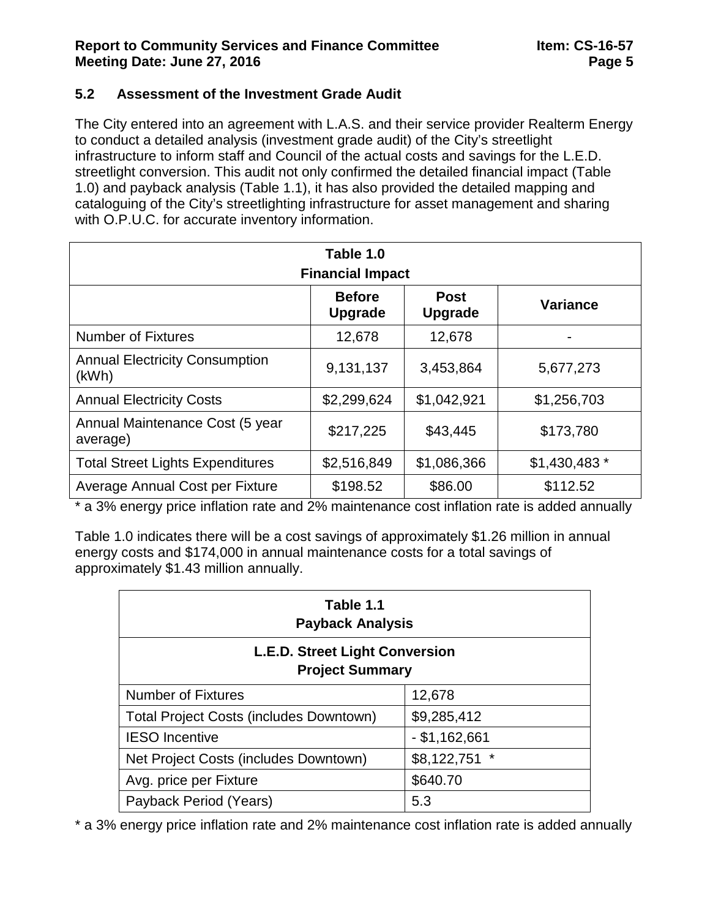### 5.2 Assessment of the Investment Grade Audit

The City entered into an agreement with L.A.S. and their service provider Realterm Energy to conduct a detailed analysis (investment grade audit) of the City's streetlight infrastructure to inform staff and Council of the actual costs and savings for the L.E.D. streetlight conversion. This audit not only confirmed the detailed financial impact (Table 1.0) and payback analysis (Table 1.1), it has also provided the detailed mapping and cataloguing of the City's streetlighting infrastructure for asset management and sharing with O.P.U.C. for accurate inventory information.

**Table 1.0**
**Financial Impact**

| | Before Upgrade | Post Upgrade | Variance |
|---|---|---|---|
| Number of Fixtures | 12,678 | 12,678 | - |
| Annual Electricity Consumption (kWh) | 9,131,137 | 3,453,864 | 5,677,273 |
| Annual Electricity Costs | $2,299,624 | $1,042,921 | $1,256,703 |
| Annual Maintenance Cost (5 year average) | $217,225 | $43,445 | $173,780 |
| Total Street Lights Expenditures | $2,516,849 | $1,086,366 | $1,430,483 * |
| Average Annual Cost per Fixture | $198.52 | $86.00 | $112.52 |

* a 3% energy price inflation rate and 2% maintenance cost inflation rate is added annually

Table 1.0 indicates there will be a cost savings of approximately $1.26 million in annual energy costs and $174,000 in annual maintenance costs for a total savings of approximately $1.43 million annually.

**Table 1.1**
**Payback Analysis**

| L.E.D. Street Light Conversion Project Summary | |
|---|---|
| Number of Fixtures | 12,678 |
| Total Project Costs (includes Downtown) | $9,285,412 |
| IESO Incentive | - $1,162,661 |
| Net Project Costs (includes Downtown) | $8,122,751 * |
| Avg. price per Fixture | $640.70 |
| Payback Period (Years) | 5.3 |

* a 3% energy price inflation rate and 2% maintenance cost inflation rate is added annually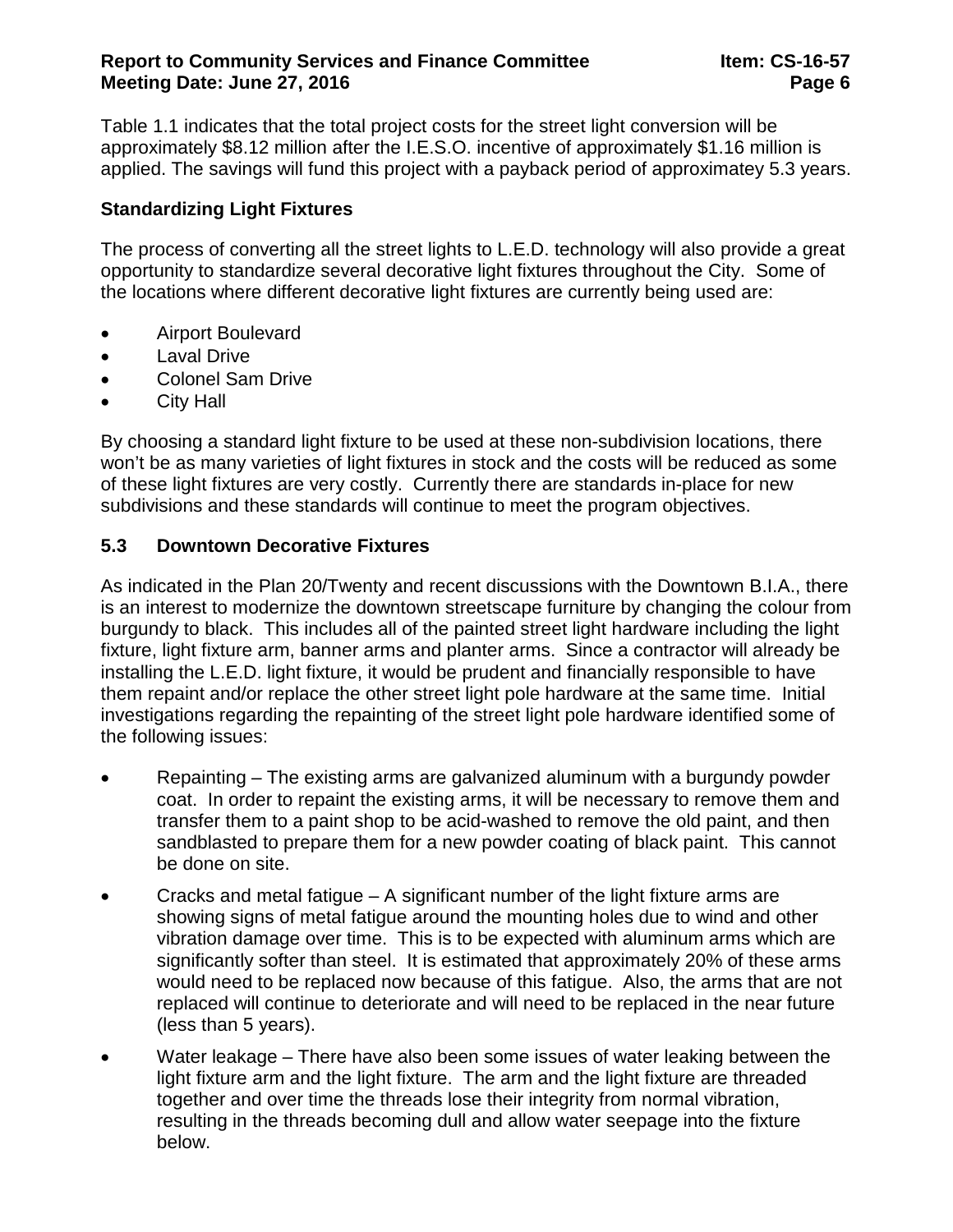Table 1.1 indicates that the total project costs for the street light conversion will be approximately $8.12 million after the I.E.S.O. incentive of approximately $1.16 million is applied. The savings will fund this project with a payback period of approximatey 5.3 years.

**Standardizing Light Fixtures**

The process of converting all the street lights to L.E.D. technology will also provide a great opportunity to standardize several decorative light fixtures throughout the City. Some of the locations where different decorative light fixtures are currently being used are:

- Airport Boulevard
- Laval Drive
- Colonel Sam Drive
- City Hall

By choosing a standard light fixture to be used at these non-subdivision locations, there won't be as many varieties of light fixtures in stock and the costs will be reduced as some of these light fixtures are very costly. Currently there are standards in-place for new subdivisions and these standards will continue to meet the program objectives.

### 5.3 Downtown Decorative Fixtures

As indicated in the Plan 20/Twenty and recent discussions with the Downtown B.I.A., there is an interest to modernize the downtown streetscape furniture by changing the colour from burgundy to black. This includes all of the painted street light hardware including the light fixture, light fixture arm, banner arms and planter arms. Since a contractor will already be installing the L.E.D. light fixture, it would be prudent and financially responsible to have them repaint and/or replace the other street light pole hardware at the same time. Initial investigations regarding the repainting of the street light pole hardware identified some of the following issues:

- Repainting – The existing arms are galvanized aluminum with a burgundy powder coat. In order to repaint the existing arms, it will be necessary to remove them and transfer them to a paint shop to be acid-washed to remove the old paint, and then sandblasted to prepare them for a new powder coating of black paint. This cannot be done on site.
- Cracks and metal fatigue – A significant number of the light fixture arms are showing signs of metal fatigue around the mounting holes due to wind and other vibration damage over time. This is to be expected with aluminum arms which are significantly softer than steel. It is estimated that approximately 20% of these arms would need to be replaced now because of this fatigue. Also, the arms that are not replaced will continue to deteriorate and will need to be replaced in the near future (less than 5 years).
- Water leakage – There have also been some issues of water leaking between the light fixture arm and the light fixture. The arm and the light fixture are threaded together and over time the threads lose their integrity from normal vibration, resulting in the threads becoming dull and allow water seepage into the fixture below.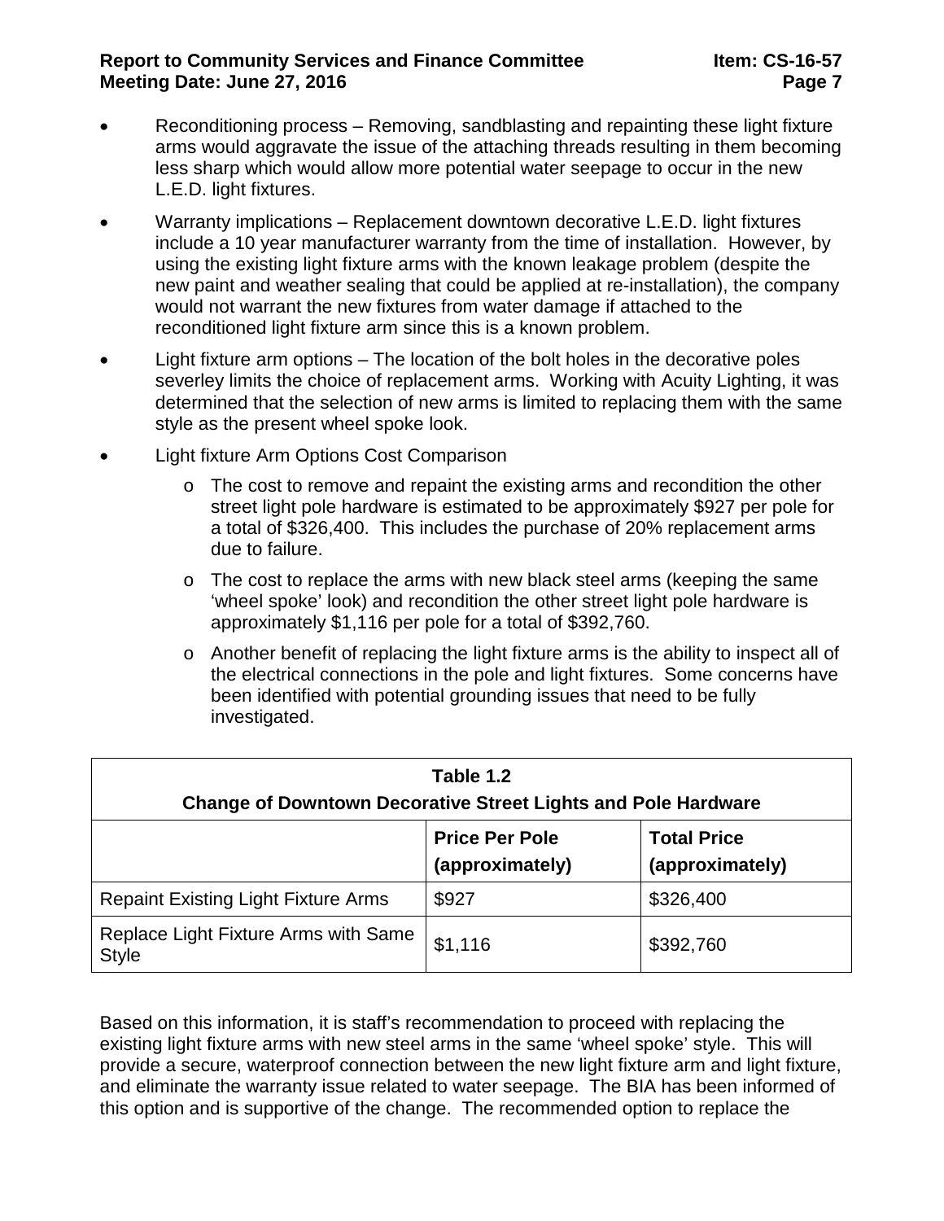- Reconditioning process – Removing, sandblasting and repainting these light fixture arms would aggravate the issue of the attaching threads resulting in them becoming less sharp which would allow more potential water seepage to occur in the new L.E.D. light fixtures.
- Warranty implications – Replacement downtown decorative L.E.D. light fixtures include a 10 year manufacturer warranty from the time of installation. However, by using the existing light fixture arms with the known leakage problem (despite the new paint and weather sealing that could be applied at re-installation), the company would not warrant the new fixtures from water damage if attached to the reconditioned light fixture arm since this is a known problem.
- Light fixture arm options – The location of the bolt holes in the decorative poles severley limits the choice of replacement arms. Working with Acuity Lighting, it was determined that the selection of new arms is limited to replacing them with the same style as the present wheel spoke look.
- Light fixture Arm Options Cost Comparison
  - The cost to remove and repaint the existing arms and recondition the other street light pole hardware is estimated to be approximately $927 per pole for a total of $326,400. This includes the purchase of 20% replacement arms due to failure.
  - The cost to replace the arms with new black steel arms (keeping the same 'wheel spoke' look) and recondition the other street light pole hardware is approximately $1,116 per pole for a total of $392,760.
  - Another benefit of replacing the light fixture arms is the ability to inspect all of the electrical connections in the pole and light fixtures. Some concerns have been identified with potential grounding issues that need to be fully investigated.

**Table 1.2**
**Change of Downtown Decorative Street Lights and Pole Hardware**

| | Price Per Pole (approximately) | Total Price (approximately) |
|---|---|---|
| Repaint Existing Light Fixture Arms | $927 | $326,400 |
| Replace Light Fixture Arms with Same Style | $1,116 | $392,760 |

Based on this information, it is staff's recommendation to proceed with replacing the existing light fixture arms with new steel arms in the same 'wheel spoke' style. This will provide a secure, waterproof connection between the new light fixture arm and light fixture, and eliminate the warranty issue related to water seepage. The BIA has been informed of this option and is supportive of the change. The recommended option to replace the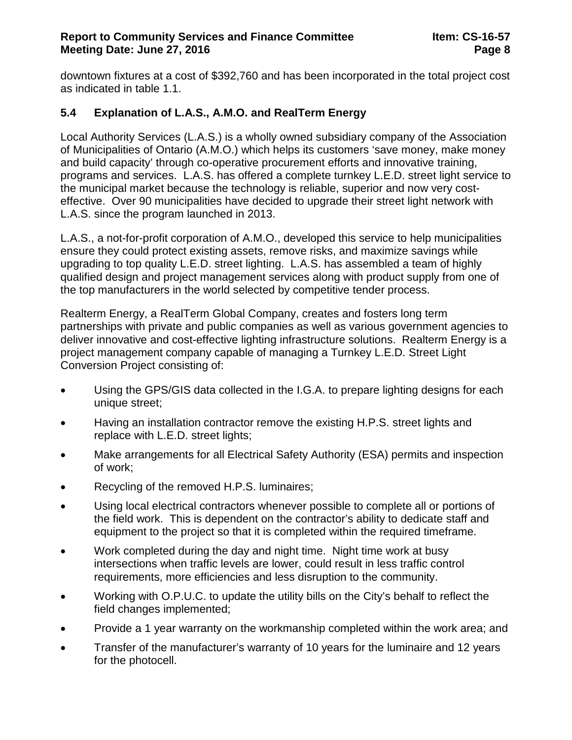downtown fixtures at a cost of $392,760 and has been incorporated in the total project cost as indicated in table 1.1.

## 5.4 Explanation of L.A.S., A.M.O. and RealTerm Energy

Local Authority Services (L.A.S.) is a wholly owned subsidiary company of the Association of Municipalities of Ontario (A.M.O.) which helps its customers 'save money, make money and build capacity' through co-operative procurement efforts and innovative training, programs and services. L.A.S. has offered a complete turnkey L.E.D. street light service to the municipal market because the technology is reliable, superior and now very cost-effective. Over 90 municipalities have decided to upgrade their street light network with L.A.S. since the program launched in 2013.

L.A.S., a not-for-profit corporation of A.M.O., developed this service to help municipalities ensure they could protect existing assets, remove risks, and maximize savings while upgrading to top quality L.E.D. street lighting. L.A.S. has assembled a team of highly qualified design and project management services along with product supply from one of the top manufacturers in the world selected by competitive tender process.

Realterm Energy, a RealTerm Global Company, creates and fosters long term partnerships with private and public companies as well as various government agencies to deliver innovative and cost-effective lighting infrastructure solutions. Realterm Energy is a project management company capable of managing a Turnkey L.E.D. Street Light Conversion Project consisting of:

- Using the GPS/GIS data collected in the I.G.A. to prepare lighting designs for each unique street;
- Having an installation contractor remove the existing H.P.S. street lights and replace with L.E.D. street lights;
- Make arrangements for all Electrical Safety Authority (ESA) permits and inspection of work;
- Recycling of the removed H.P.S. luminaires;
- Using local electrical contractors whenever possible to complete all or portions of the field work. This is dependent on the contractor's ability to dedicate staff and equipment to the project so that it is completed within the required timeframe.
- Work completed during the day and night time. Night time work at busy intersections when traffic levels are lower, could result in less traffic control requirements, more efficiencies and less disruption to the community.
- Working with O.P.U.C. to update the utility bills on the City's behalf to reflect the field changes implemented;
- Provide a 1 year warranty on the workmanship completed within the work area; and
- Transfer of the manufacturer's warranty of 10 years for the luminaire and 12 years for the photocell.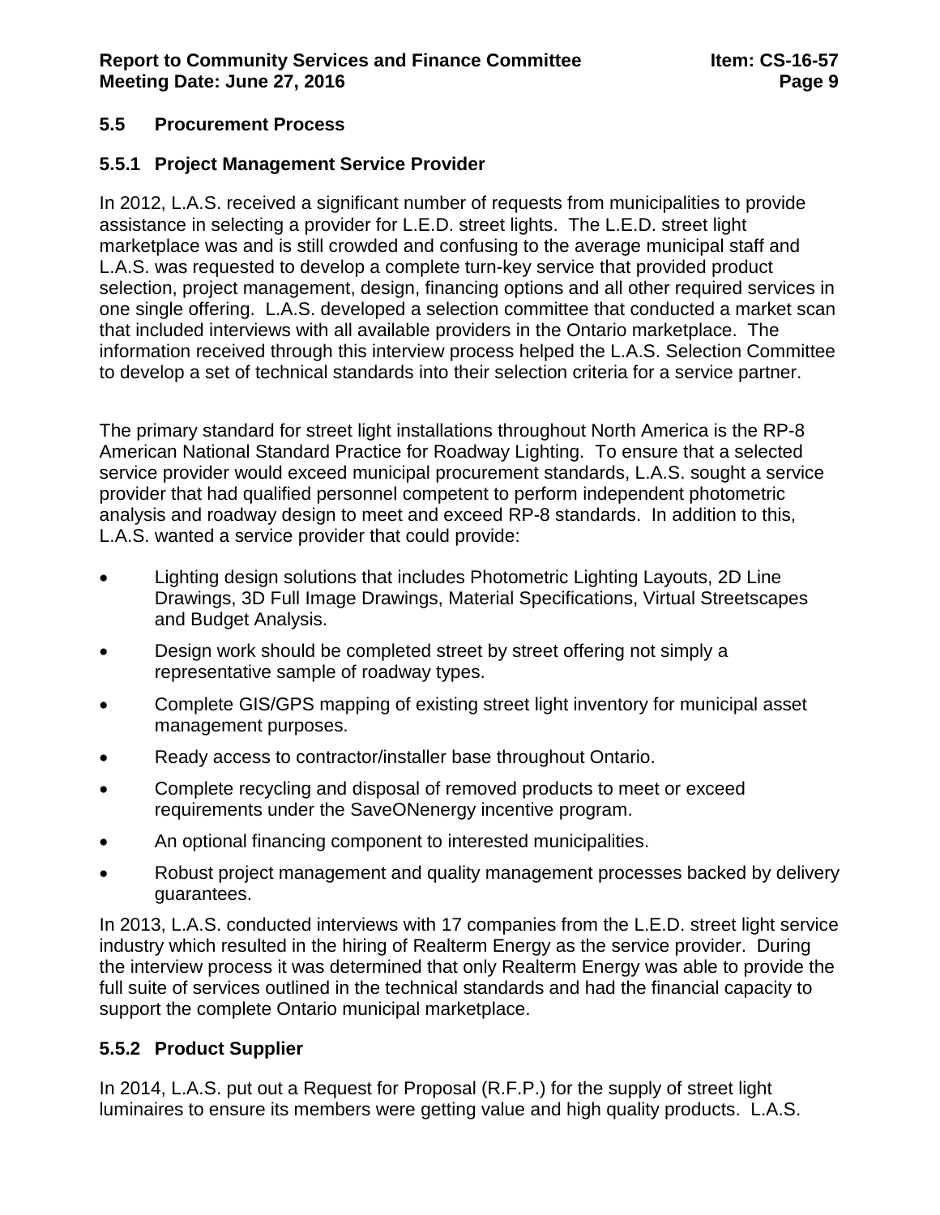## 5.5 Procurement Process

### 5.5.1 Project Management Service Provider

In 2012, L.A.S. received a significant number of requests from municipalities to provide assistance in selecting a provider for L.E.D. street lights. The L.E.D. street light marketplace was and is still crowded and confusing to the average municipal staff and L.A.S. was requested to develop a complete turn-key service that provided product selection, project management, design, financing options and all other required services in one single offering. L.A.S. developed a selection committee that conducted a market scan that included interviews with all available providers in the Ontario marketplace. The information received through this interview process helped the L.A.S. Selection Committee to develop a set of technical standards into their selection criteria for a service partner.

The primary standard for street light installations throughout North America is the RP-8 American National Standard Practice for Roadway Lighting. To ensure that a selected service provider would exceed municipal procurement standards, L.A.S. sought a service provider that had qualified personnel competent to perform independent photometric analysis and roadway design to meet and exceed RP-8 standards. In addition to this, L.A.S. wanted a service provider that could provide:

- Lighting design solutions that includes Photometric Lighting Layouts, 2D Line Drawings, 3D Full Image Drawings, Material Specifications, Virtual Streetscapes and Budget Analysis.
- Design work should be completed street by street offering not simply a representative sample of roadway types.
- Complete GIS/GPS mapping of existing street light inventory for municipal asset management purposes.
- Ready access to contractor/installer base throughout Ontario.
- Complete recycling and disposal of removed products to meet or exceed requirements under the SaveONenergy incentive program.
- An optional financing component to interested municipalities.
- Robust project management and quality management processes backed by delivery guarantees.

In 2013, L.A.S. conducted interviews with 17 companies from the L.E.D. street light service industry which resulted in the hiring of Realterm Energy as the service provider. During the interview process it was determined that only Realterm Energy was able to provide the full suite of services outlined in the technical standards and had the financial capacity to support the complete Ontario municipal marketplace.

### 5.5.2 Product Supplier

In 2014, L.A.S. put out a Request for Proposal (R.F.P.) for the supply of street light luminaires to ensure its members were getting value and high quality products. L.A.S.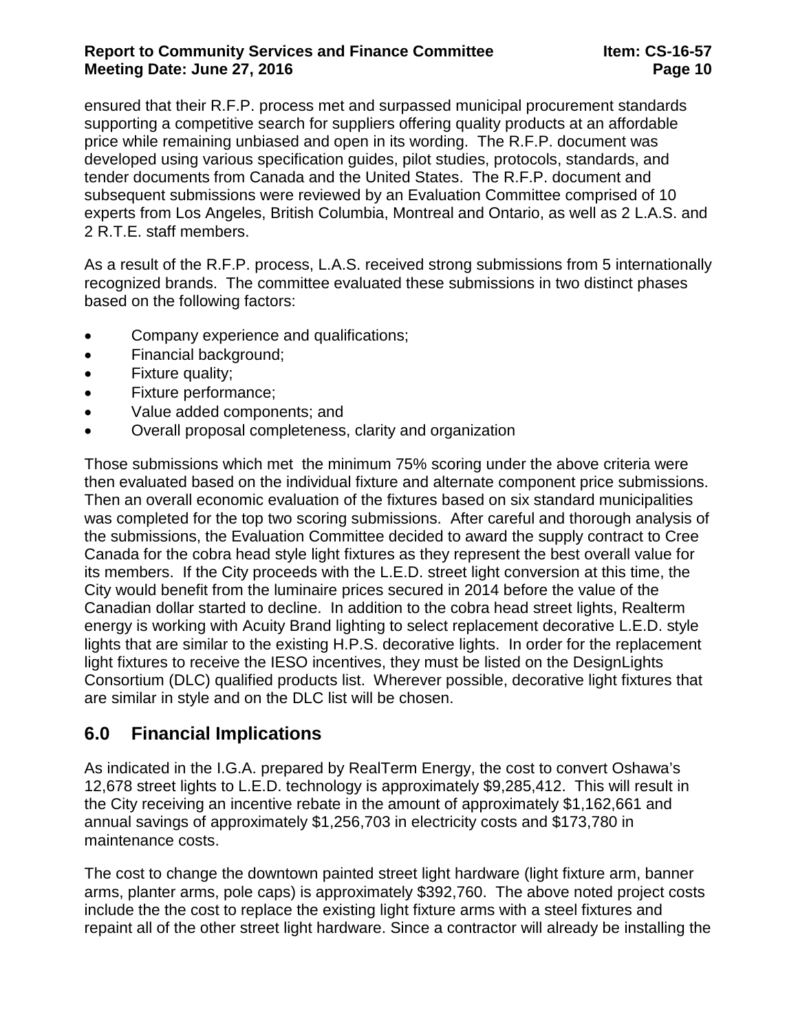ensured that their R.F.P. process met and surpassed municipal procurement standards supporting a competitive search for suppliers offering quality products at an affordable price while remaining unbiased and open in its wording. The R.F.P. document was developed using various specification guides, pilot studies, protocols, standards, and tender documents from Canada and the United States. The R.F.P. document and subsequent submissions were reviewed by an Evaluation Committee comprised of 10 experts from Los Angeles, British Columbia, Montreal and Ontario, as well as 2 L.A.S. and 2 R.T.E. staff members.

As a result of the R.F.P. process, L.A.S. received strong submissions from 5 internationally recognized brands. The committee evaluated these submissions in two distinct phases based on the following factors:

- Company experience and qualifications;
- Financial background;
- Fixture quality;
- Fixture performance;
- Value added components; and
- Overall proposal completeness, clarity and organization

Those submissions which met the minimum 75% scoring under the above criteria were then evaluated based on the individual fixture and alternate component price submissions. Then an overall economic evaluation of the fixtures based on six standard municipalities was completed for the top two scoring submissions. After careful and thorough analysis of the submissions, the Evaluation Committee decided to award the supply contract to Cree Canada for the cobra head style light fixtures as they represent the best overall value for its members. If the City proceeds with the L.E.D. street light conversion at this time, the City would benefit from the luminaire prices secured in 2014 before the value of the Canadian dollar started to decline. In addition to the cobra head street lights, Realterm energy is working with Acuity Brand lighting to select replacement decorative L.E.D. style lights that are similar to the existing H.P.S. decorative lights. In order for the replacement light fixtures to receive the IESO incentives, they must be listed on the DesignLights Consortium (DLC) qualified products list. Wherever possible, decorative light fixtures that are similar in style and on the DLC list will be chosen.

## 6.0 Financial Implications

As indicated in the I.G.A. prepared by RealTerm Energy, the cost to convert Oshawa's 12,678 street lights to L.E.D. technology is approximately $9,285,412. This will result in the City receiving an incentive rebate in the amount of approximately $1,162,661 and annual savings of approximately $1,256,703 in electricity costs and $173,780 in maintenance costs.

The cost to change the downtown painted street light hardware (light fixture arm, banner arms, planter arms, pole caps) is approximately $392,760. The above noted project costs include the the cost to replace the existing light fixture arms with a steel fixtures and repaint all of the other street light hardware. Since a contractor will already be installing the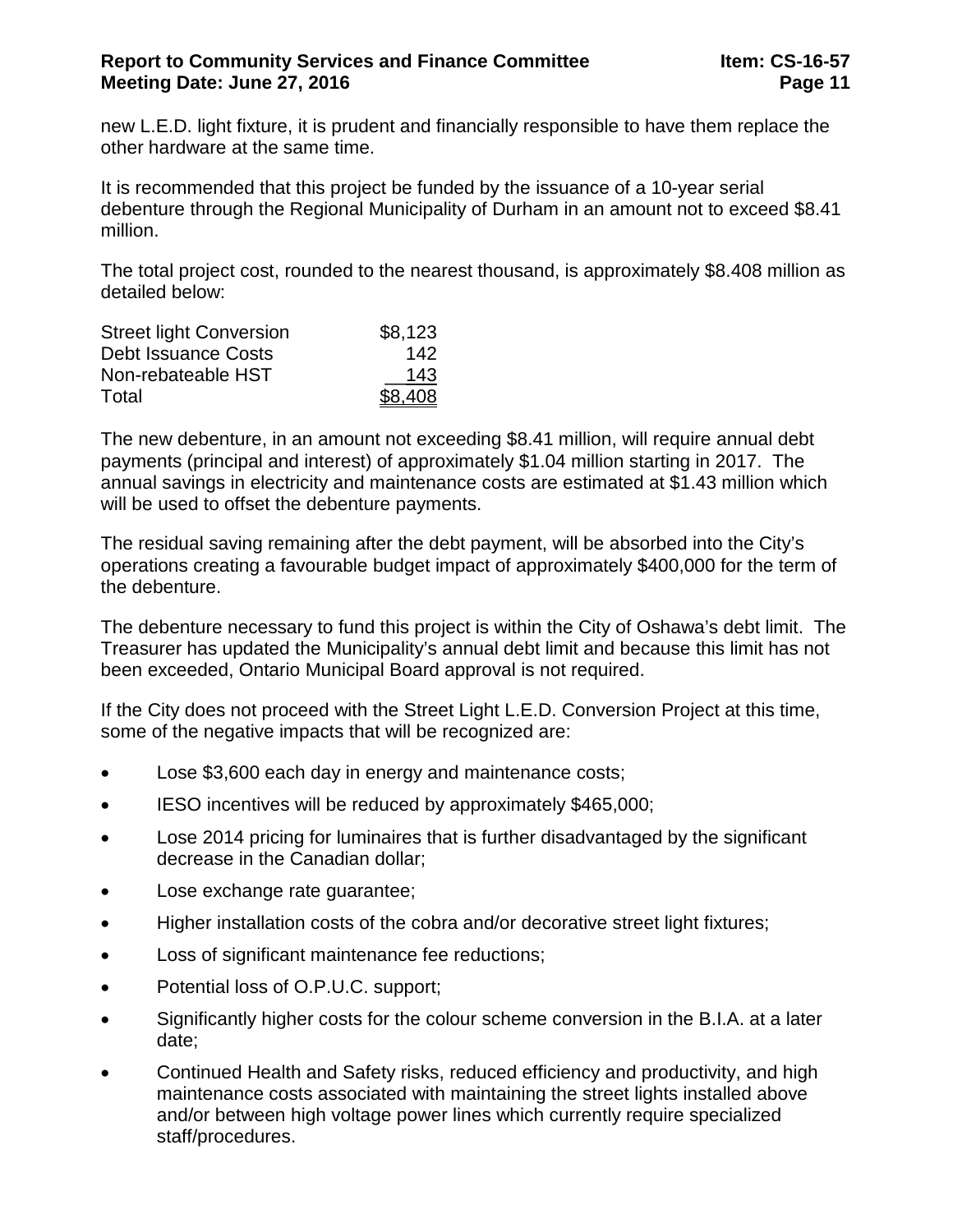new L.E.D. light fixture, it is prudent and financially responsible to have them replace the other hardware at the same time.

It is recommended that this project be funded by the issuance of a 10-year serial debenture through the Regional Municipality of Durham in an amount not to exceed $8.41 million.

The total project cost, rounded to the nearest thousand, is approximately $8.408 million as detailed below:

| | |
|---|---:|
| Street light Conversion | $8,123 |
| Debt Issuance Costs | 142 |
| Non-rebateable HST | 143 |
| Total | $8,408 |

The new debenture, in an amount not exceeding $8.41 million, will require annual debt payments (principal and interest) of approximately $1.04 million starting in 2017. The annual savings in electricity and maintenance costs are estimated at $1.43 million which will be used to offset the debenture payments.

The residual saving remaining after the debt payment, will be absorbed into the City's operations creating a favourable budget impact of approximately $400,000 for the term of the debenture.

The debenture necessary to fund this project is within the City of Oshawa's debt limit. The Treasurer has updated the Municipality's annual debt limit and because this limit has not been exceeded, Ontario Municipal Board approval is not required.

If the City does not proceed with the Street Light L.E.D. Conversion Project at this time, some of the negative impacts that will be recognized are:

- Lose $3,600 each day in energy and maintenance costs;
- IESO incentives will be reduced by approximately $465,000;
- Lose 2014 pricing for luminaires that is further disadvantaged by the significant decrease in the Canadian dollar;
- Lose exchange rate guarantee;
- Higher installation costs of the cobra and/or decorative street light fixtures;
- Loss of significant maintenance fee reductions;
- Potential loss of O.P.U.C. support;
- Significantly higher costs for the colour scheme conversion in the B.I.A. at a later date;
- Continued Health and Safety risks, reduced efficiency and productivity, and high maintenance costs associated with maintaining the street lights installed above and/or between high voltage power lines which currently require specialized staff/procedures.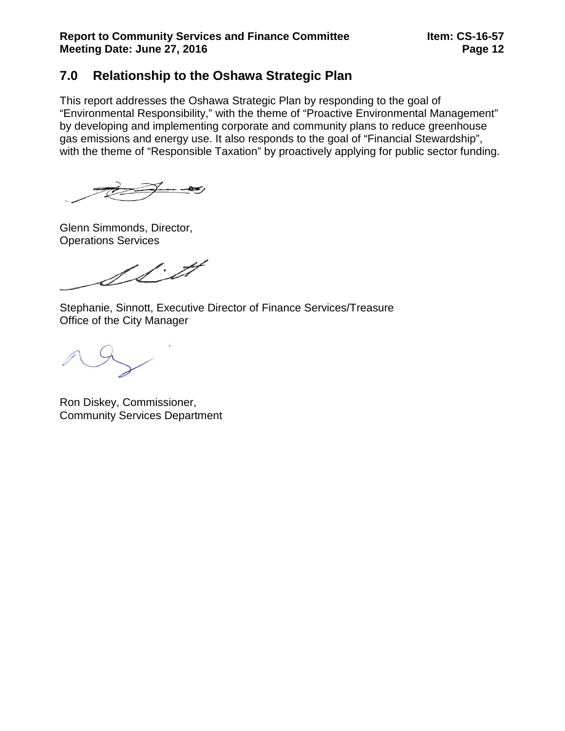## 7.0 Relationship to the Oshawa Strategic Plan

This report addresses the Oshawa Strategic Plan by responding to the goal of "Environmental Responsibility," with the theme of "Proactive Environmental Management" by developing and implementing corporate and community plans to reduce greenhouse gas emissions and energy use. It also responds to the goal of "Financial Stewardship", with the theme of "Responsible Taxation" by proactively applying for public sector funding.

Glenn Simmonds, Director,
Operations Services

Stephanie, Sinnott, Executive Director of Finance Services/Treasure
Office of the City Manager

Ron Diskey, Commissioner,
Community Services Department